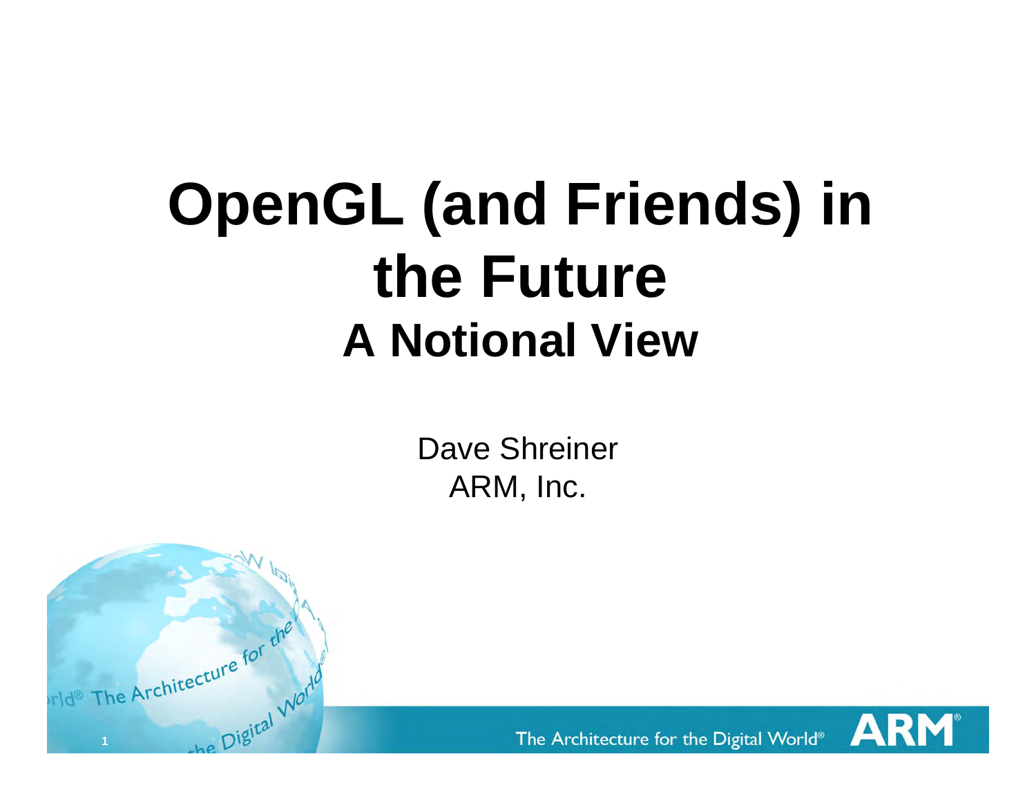# OpenGL (and Friends) in the Future

## A Notional View

Dave Shreiner
ARM, Inc.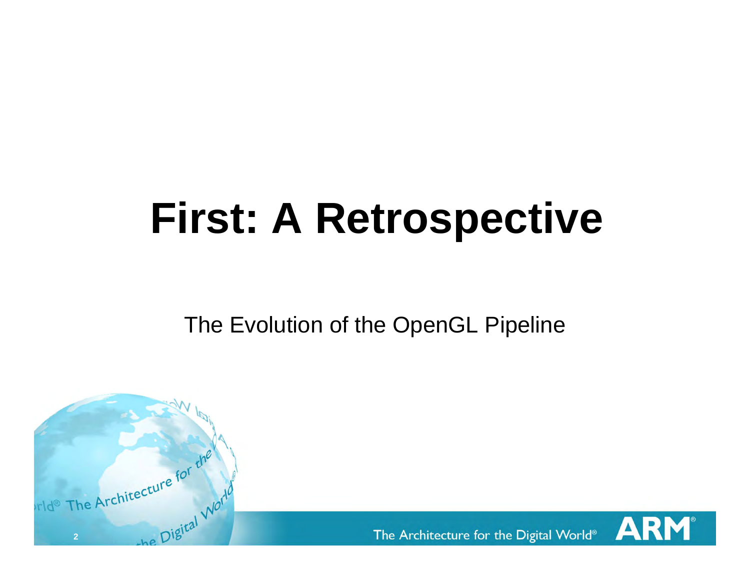# First: A Retrospective

The Evolution of the OpenGL Pipeline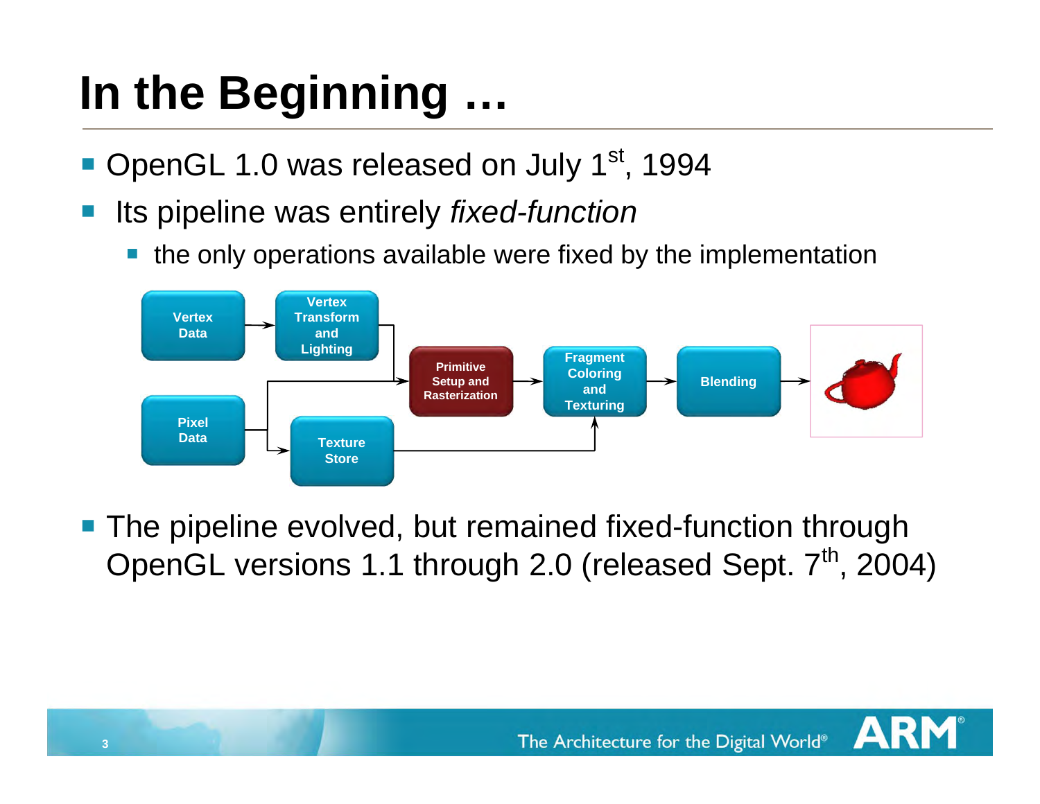# In the Beginning …

- OpenGL 1.0 was released on July 1st, 1994
- Its pipeline was entirely *fixed-function*
  - the only operations available were fixed by the implementation

Vertex Data → Vertex Transform and Lighting → Primitive Setup and Rasterization → Fragment Coloring and Texturing → Blending

Pixel Data → Primitive Setup and Rasterization; Pixel Data → Texture Store → Fragment Coloring and Texturing

- The pipeline evolved, but remained fixed-function through OpenGL versions 1.1 through 2.0 (released Sept. 7th, 2004)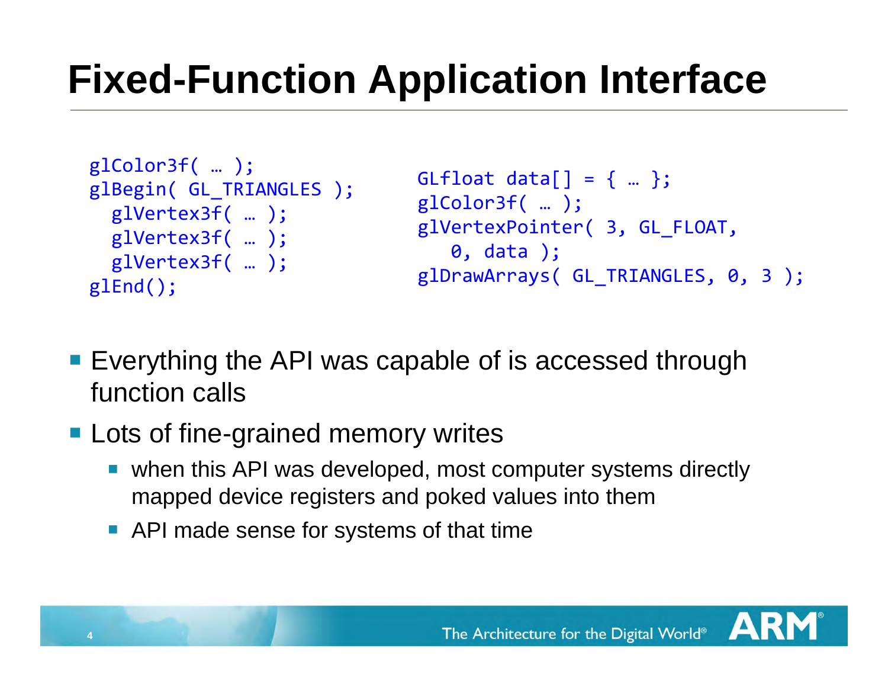# Fixed-Function Application Interface

```
glColor3f( … );
glBegin( GL_TRIANGLES );
  glVertex3f( … );
  glVertex3f( … );
  glVertex3f( … );
glEnd();
```

```
GLfloat data[] = { … };
glColor3f( … );
glVertexPointer( 3, GL_FLOAT,
   0, data );
glDrawArrays( GL_TRIANGLES, 0, 3 );
```

- Everything the API was capable of is accessed through function calls
- Lots of fine-grained memory writes
  - when this API was developed, most computer systems directly mapped device registers and poked values into them
  - API made sense for systems of that time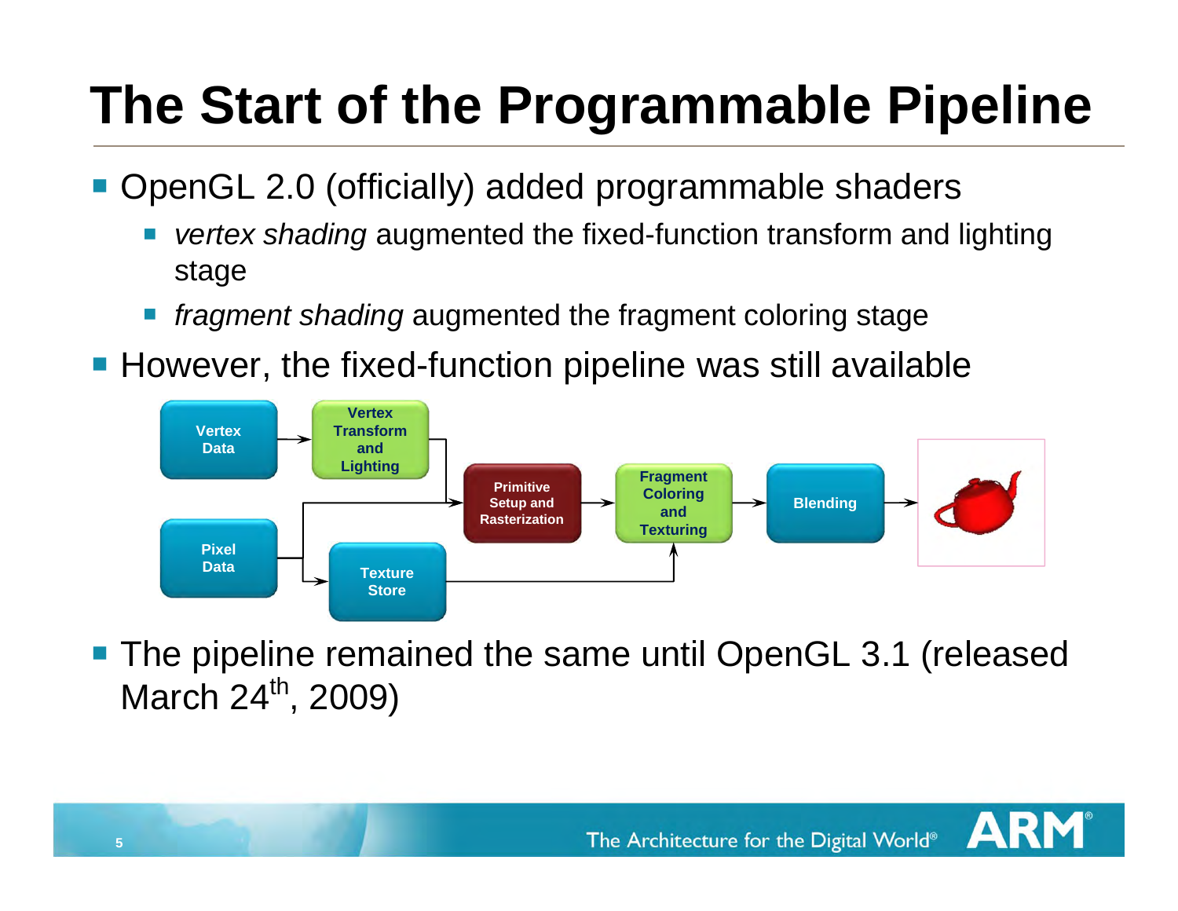# The Start of the Programmable Pipeline

- OpenGL 2.0 (officially) added programmable shaders
  - *vertex shading* augmented the fixed-function transform and lighting stage
  - *fragment shading* augmented the fragment coloring stage
- However, the fixed-function pipeline was still available

Vertex Data → Vertex Transform and Lighting → Primitive Setup and Rasterization → Fragment Coloring and Texturing → Blending

Pixel Data → Texture Store → Fragment Coloring and Texturing

- The pipeline remained the same until OpenGL 3.1 (released March 24th, 2009)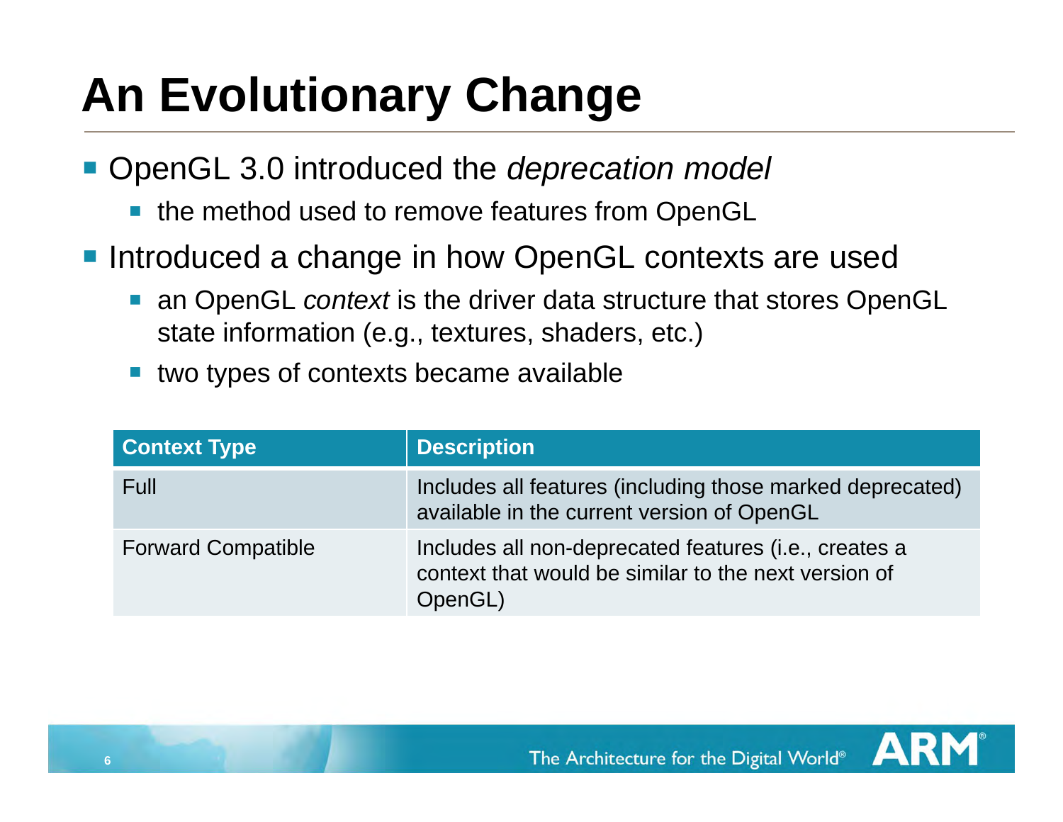# An Evolutionary Change

- OpenGL 3.0 introduced the *deprecation model*
  - the method used to remove features from OpenGL
- Introduced a change in how OpenGL contexts are used
  - an OpenGL *context* is the driver data structure that stores OpenGL state information (e.g., textures, shaders, etc.)
  - two types of contexts became available

| Context Type | Description |
| --- | --- |
| Full | Includes all features (including those marked deprecated) available in the current version of OpenGL |
| Forward Compatible | Includes all non-deprecated features (i.e., creates a context that would be similar to the next version of OpenGL) |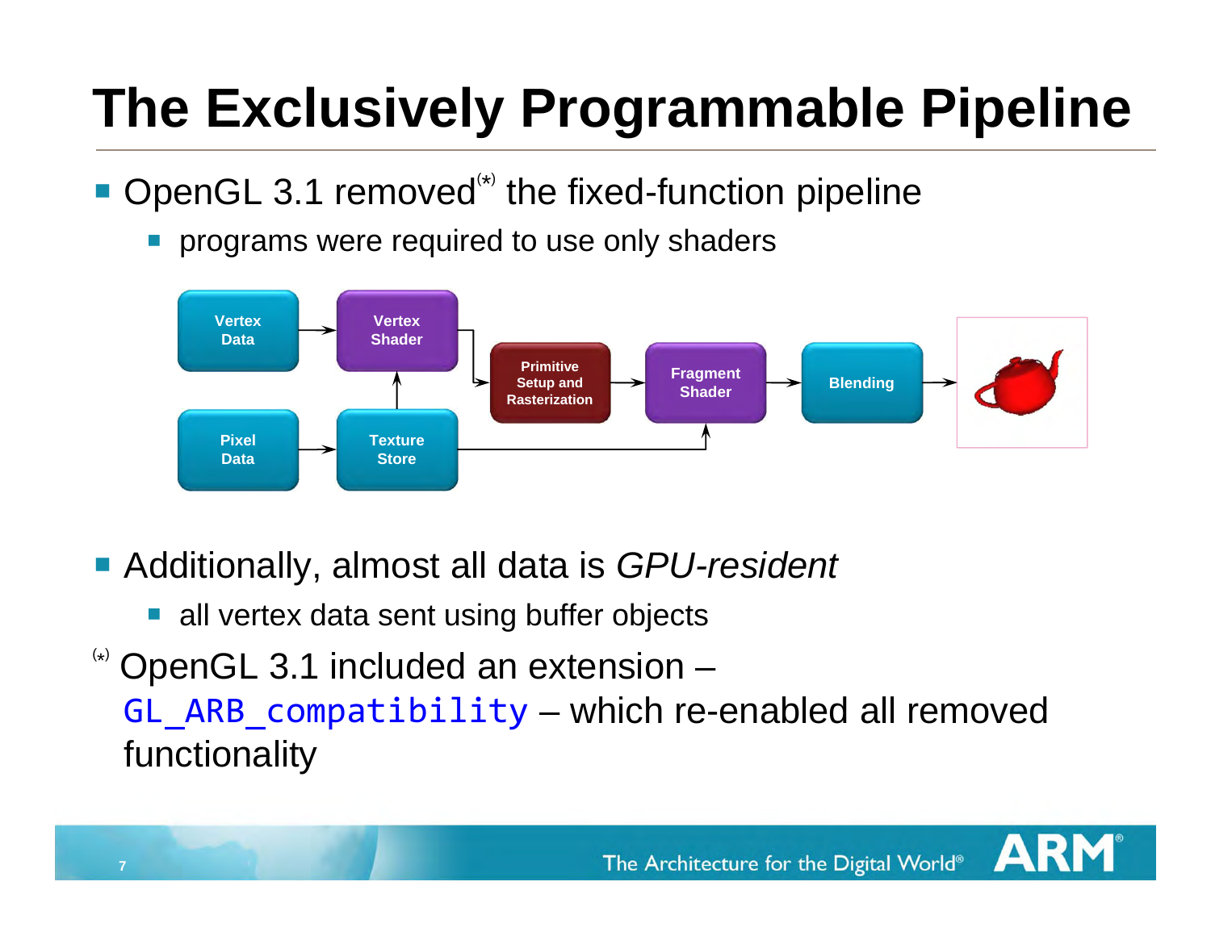# The Exclusively Programmable Pipeline

- OpenGL 3.1 removed(*) the fixed-function pipeline
  - programs were required to use only shaders

- Additionally, almost all data is *GPU-resident*
  - all vertex data sent using buffer objects

(*) OpenGL 3.1 included an extension – `GL_ARB_compatibility` – which re-enabled all removed functionality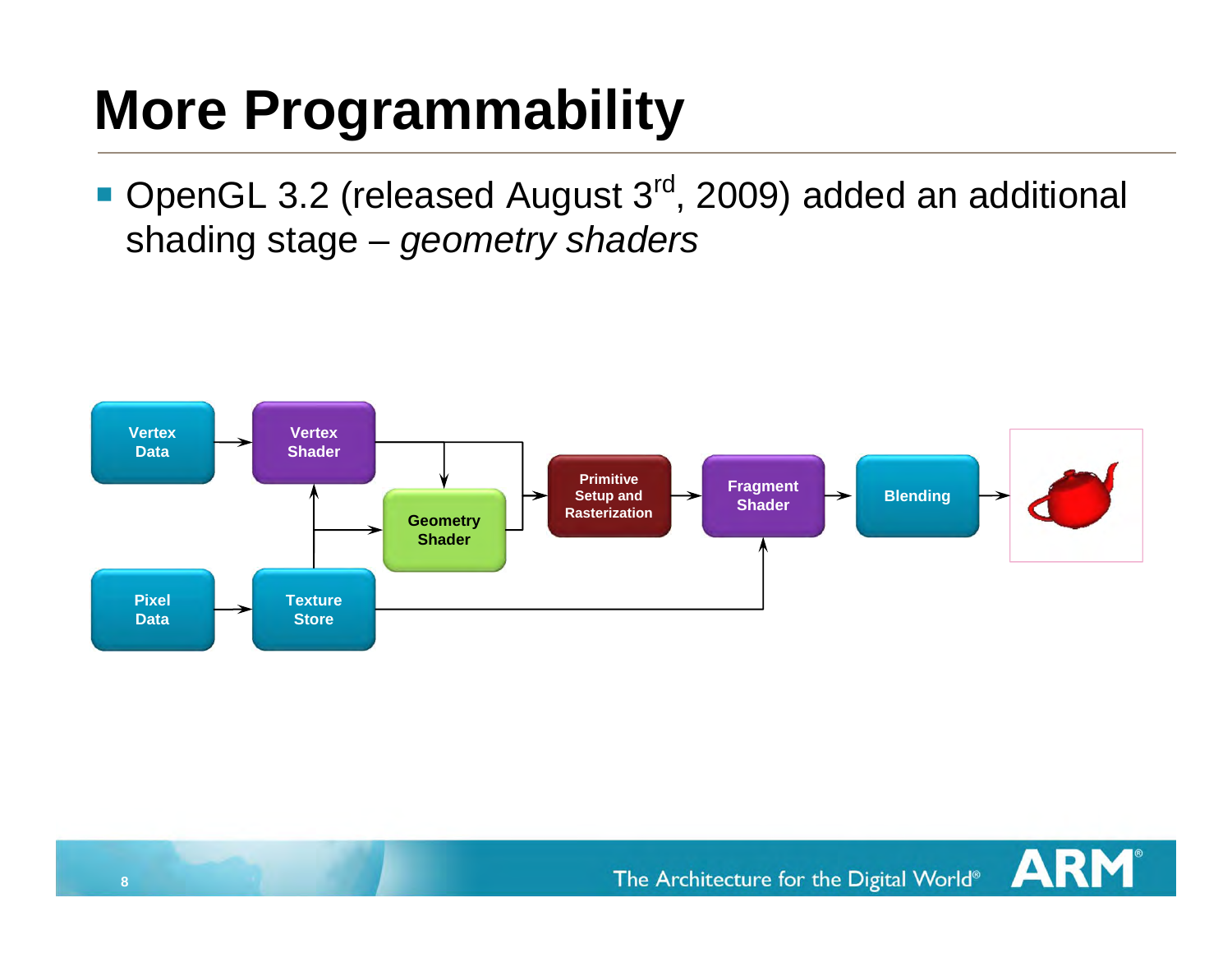# More Programmability

- OpenGL 3.2 (released August 3rd, 2009) added an additional shading stage – *geometry shaders*

Vertex Data → Vertex Shader → Geometry Shader → Primitive Setup and Rasterization → Fragment Shader → Blending

Pixel Data → Texture Store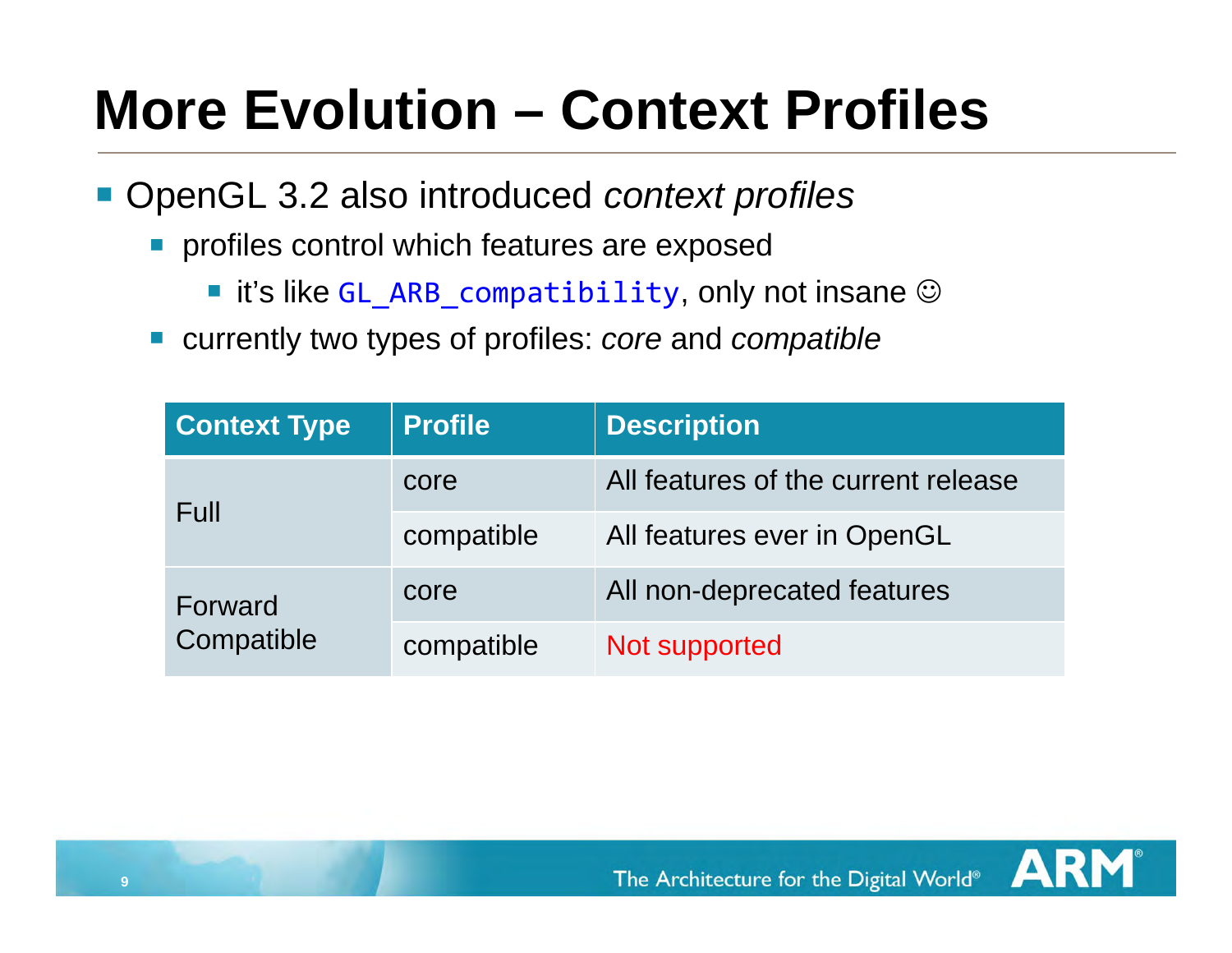# More Evolution – Context Profiles

- OpenGL 3.2 also introduced *context profiles*
  - profiles control which features are exposed
    - it's like `GL_ARB_compatibility`, only not insane ☺
  - currently two types of profiles: *core* and *compatible*

| Context Type | Profile | Description |
|---|---|---|
| Full | core | All features of the current release |
| | compatible | All features ever in OpenGL |
| Forward Compatible | core | All non-deprecated features |
| | compatible | Not supported |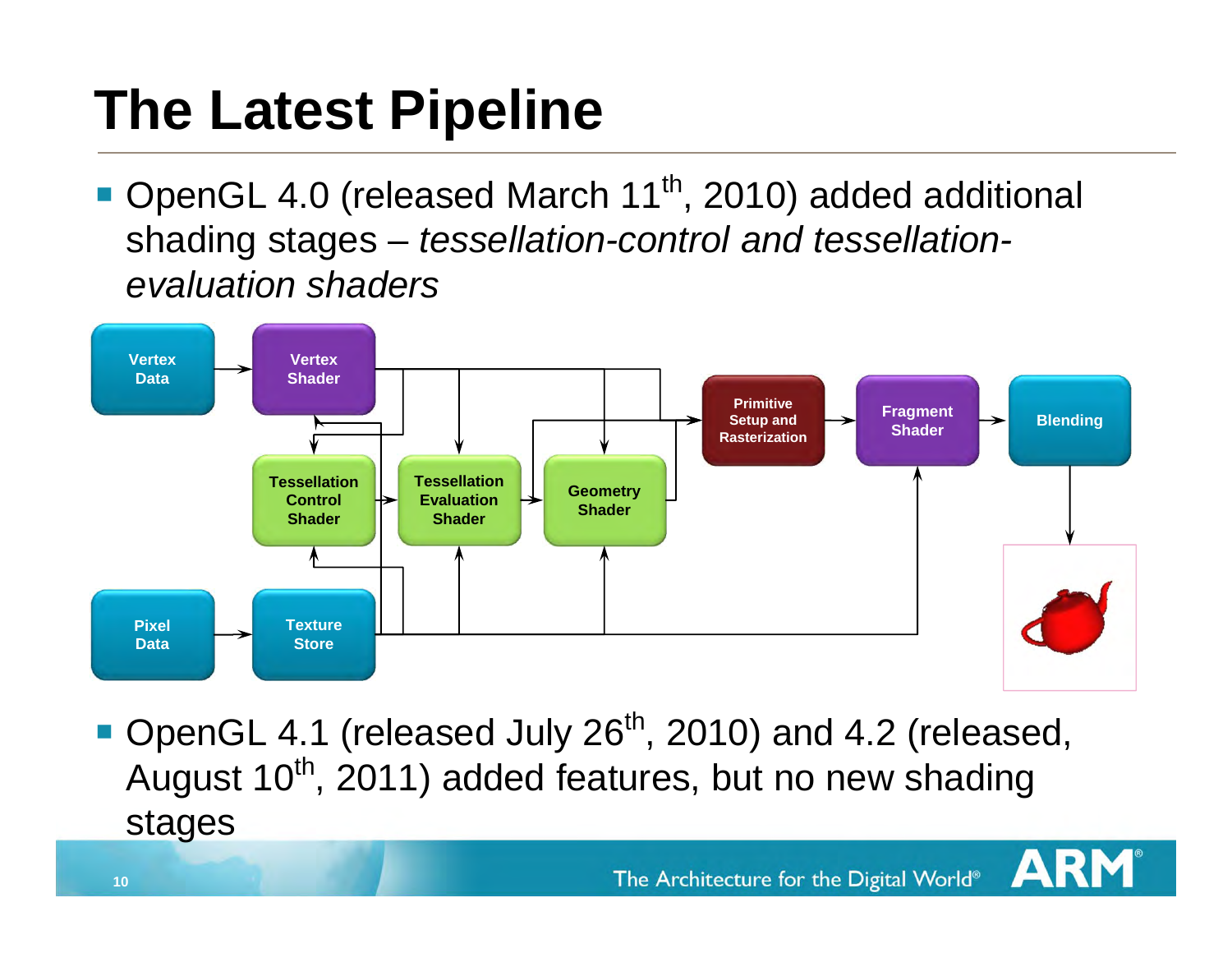# The Latest Pipeline

- OpenGL 4.0 (released March 11th, 2010) added additional shading stages – *tessellation-control and tessellation-evaluation shaders*

Vertex Data → Vertex Shader → Tessellation Control Shader → Tessellation Evaluation Shader → Geometry Shader → Primitive Setup and Rasterization → Fragment Shader → Blending

Pixel Data → Texture Store

- OpenGL 4.1 (released July 26th, 2010) and 4.2 (released, August 10th, 2011) added features, but no new shading stages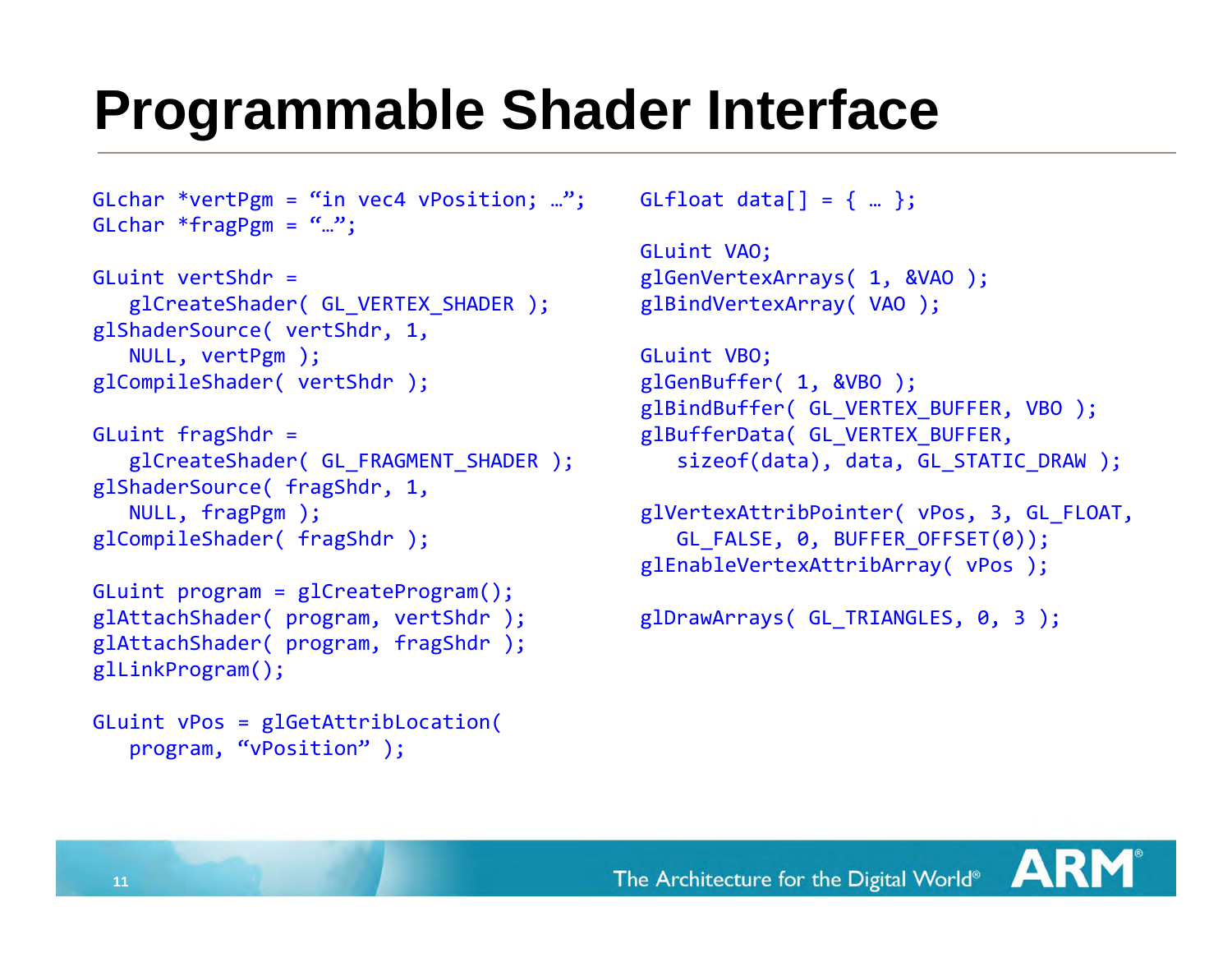# Programmable Shader Interface

```
GLchar *vertPgm = “in vec4 vPosition; …”;
GLchar *fragPgm = “…”;

GLuint vertShdr =
   glCreateShader( GL_VERTEX_SHADER );
glShaderSource( vertShdr, 1,
   NULL, vertPgm );
glCompileShader( vertShdr );

GLuint fragShdr =
   glCreateShader( GL_FRAGMENT_SHADER );
glShaderSource( fragShdr, 1,
   NULL, fragPgm );
glCompileShader( fragShdr );

GLuint program = glCreateProgram();
glAttachShader( program, vertShdr );
glAttachShader( program, fragShdr );
glLinkProgram();

GLuint vPos = glGetAttribLocation(
   program, “vPosition” );
```

```
GLfloat data[] = { … };

GLuint VAO;
glGenVertexArrays( 1, &VAO );
glBindVertexArray( VAO );

GLuint VBO;
glGenBuffer( 1, &VBO );
glBindBuffer( GL_VERTEX_BUFFER, VBO );
glBufferData( GL_VERTEX_BUFFER,
   sizeof(data), data, GL_STATIC_DRAW );

glVertexAttribPointer( vPos, 3, GL_FLOAT,
   GL_FALSE, 0, BUFFER_OFFSET(0));
glEnableVertexAttribArray( vPos );

glDrawArrays( GL_TRIANGLES, 0, 3 );
```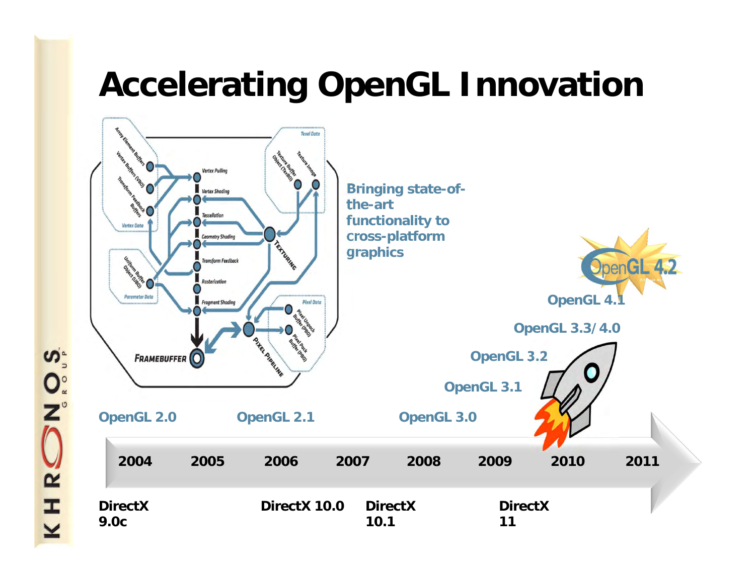# Accelerating OpenGL Innovation

Bringing state-of-the-art functionality to cross-platform graphics

OpenGL 4.2

OpenGL 4.1

OpenGL 3.3/4.0

OpenGL 3.2

OpenGL 3.1

OpenGL 2.0 | OpenGL 2.1 | OpenGL 3.0

2004 | 2005 | 2006 | 2007 | 2008 | 2009 | 2010 | 2011

DirectX 9.0c | DirectX 10.0 | DirectX 10.1 | DirectX 11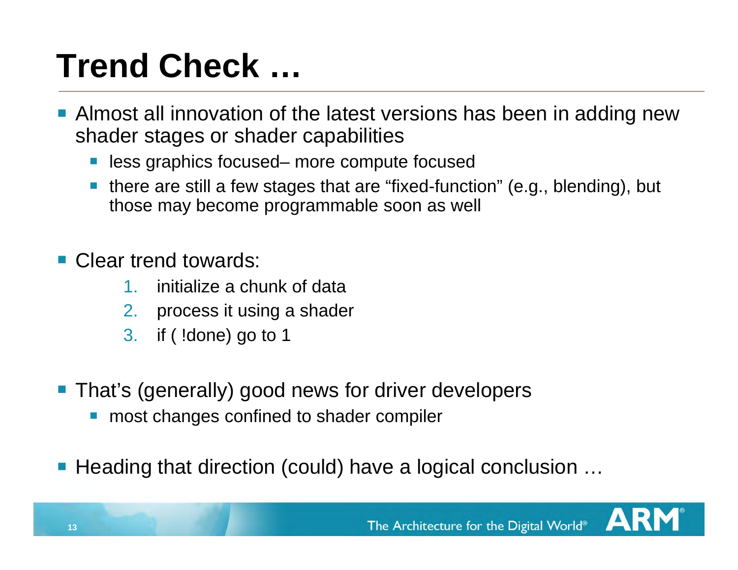# Trend Check …

- Almost all innovation of the latest versions has been in adding new shader stages or shader capabilities
  - less graphics focused– more compute focused
  - there are still a few stages that are “fixed-function” (e.g., blending), but those may become programmable soon as well

- Clear trend towards:
  1. initialize a chunk of data
  2. process it using a shader
  3. if ( !done) go to 1

- That’s (generally) good news for driver developers
  - most changes confined to shader compiler

- Heading that direction (could) have a logical conclusion …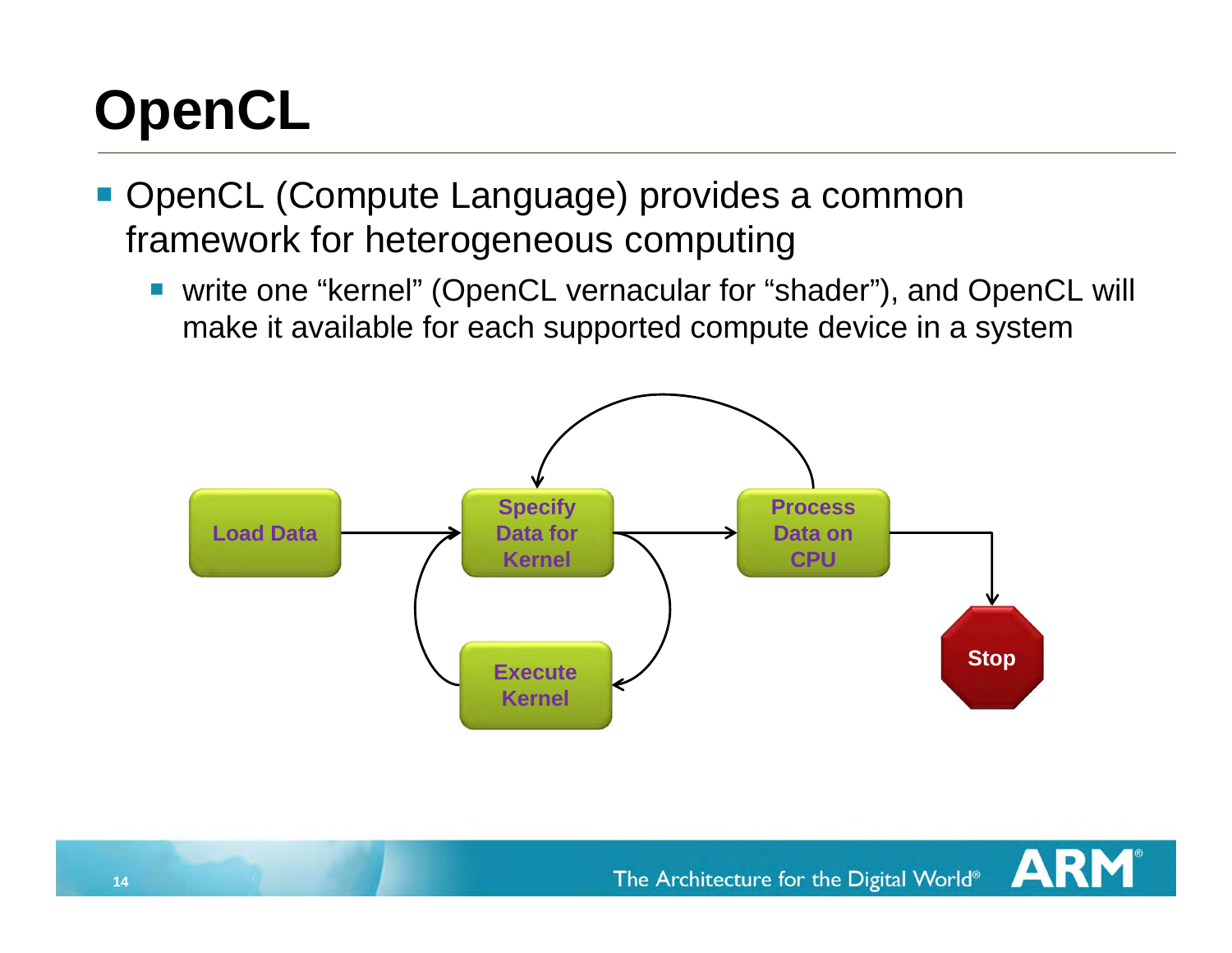# OpenCL

- OpenCL (Compute Language) provides a common framework for heterogeneous computing
  - write one "kernel" (OpenCL vernacular for "shader"), and OpenCL will make it available for each supported compute device in a system

Load Data → Specify Data for Kernel → Process Data on CPU → Stop

Specify Data for Kernel → Execute Kernel → Specify Data for Kernel

Process Data on CPU → Specify Data for Kernel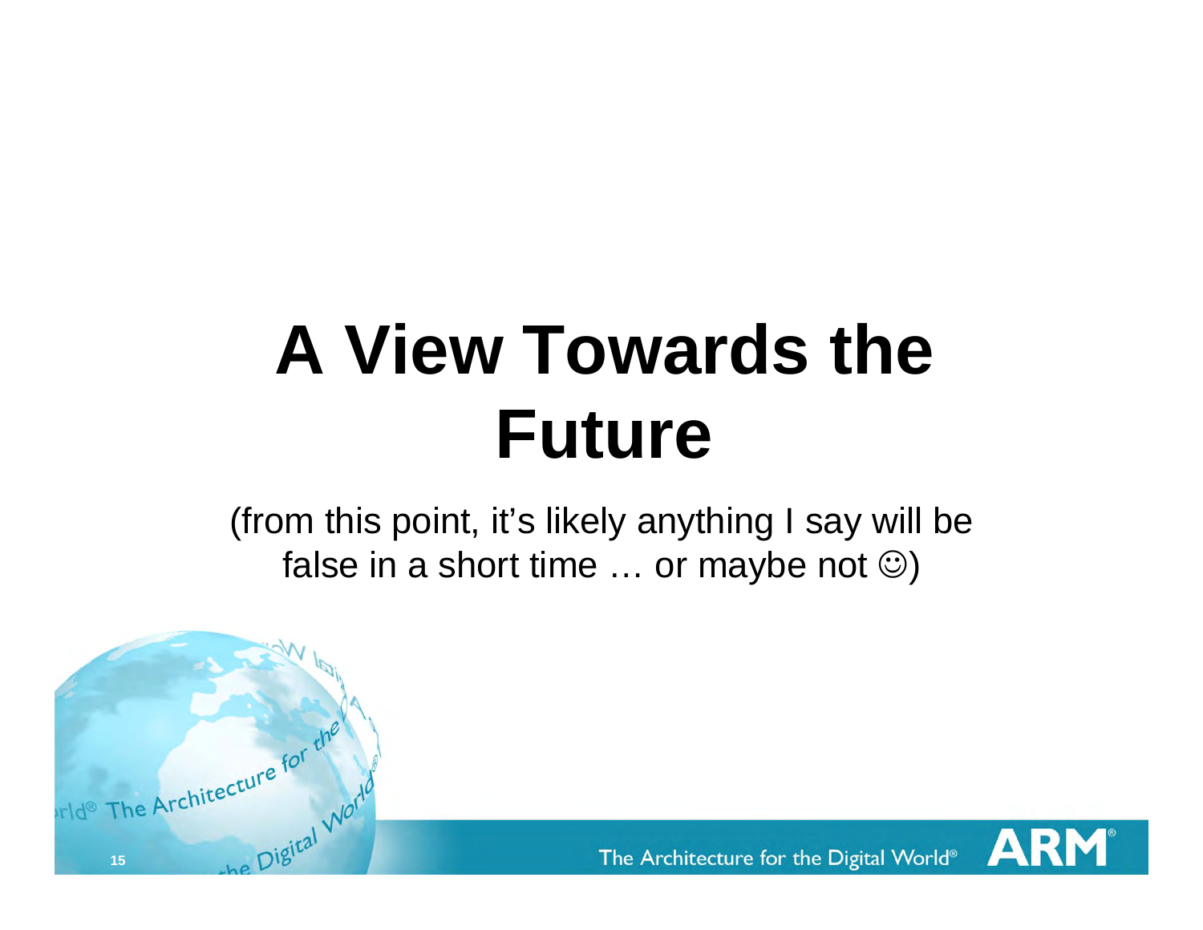# A View Towards the Future

(from this point, it's likely anything I say will be false in a short time … or maybe not ☺)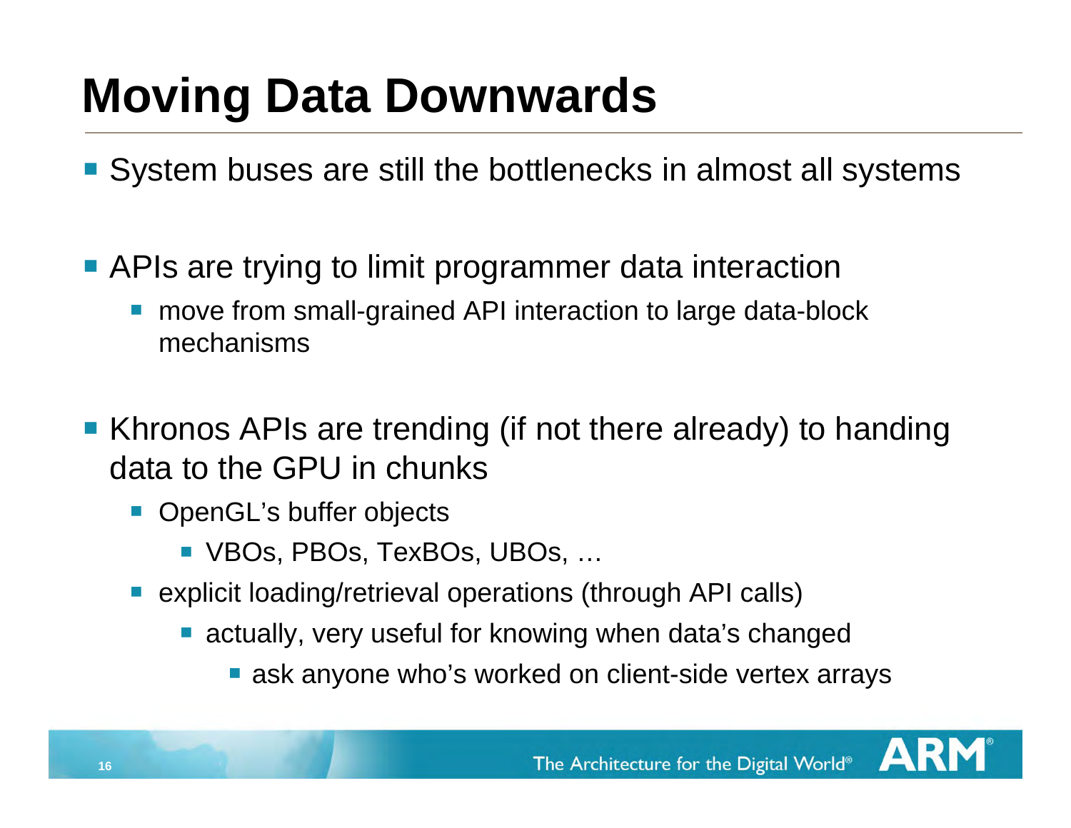# Moving Data Downwards

- System buses are still the bottlenecks in almost all systems
- APIs are trying to limit programmer data interaction
  - move from small-grained API interaction to large data-block mechanisms
- Khronos APIs are trending (if not there already) to handing data to the GPU in chunks
  - OpenGL's buffer objects
    - VBOs, PBOs, TexBOs, UBOs, …
  - explicit loading/retrieval operations (through API calls)
    - actually, very useful for knowing when data's changed
      - ask anyone who's worked on client-side vertex arrays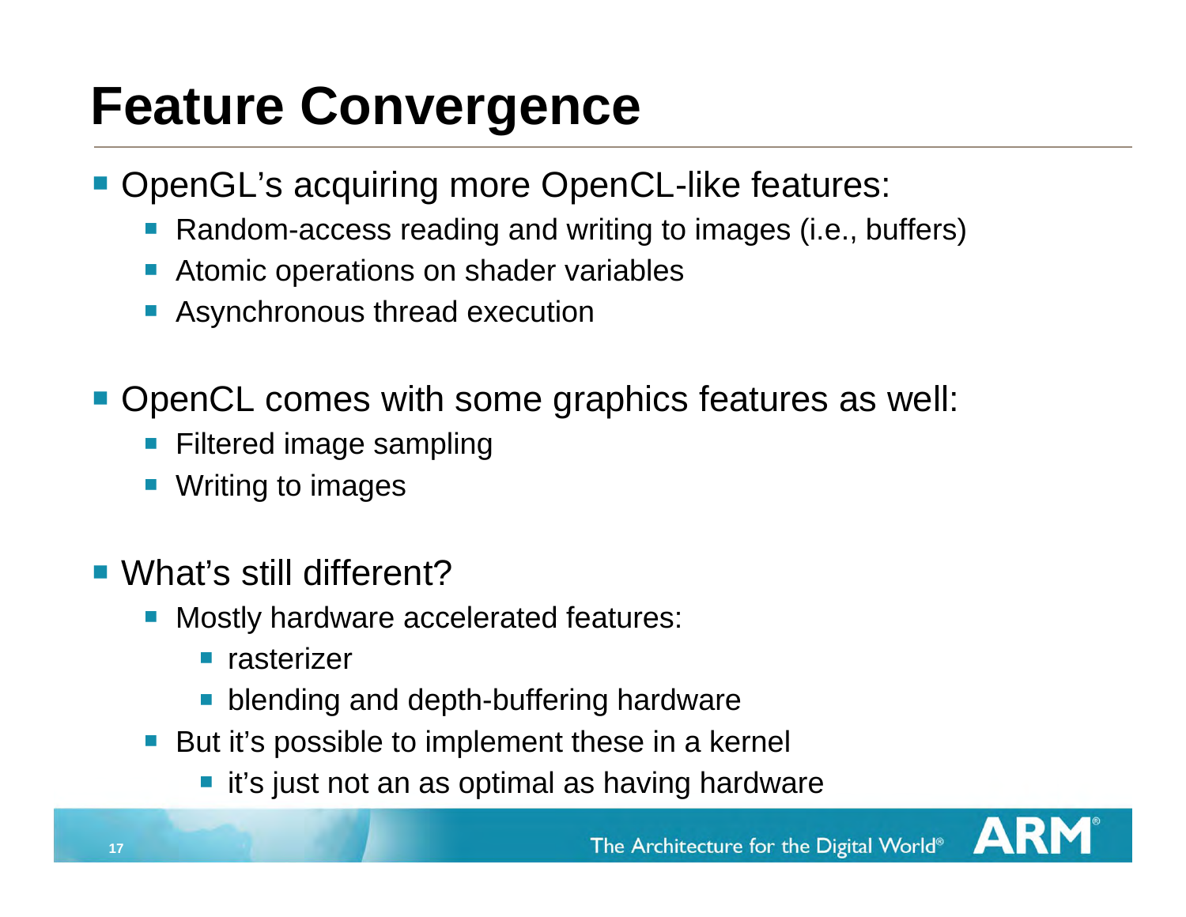# Feature Convergence

- OpenGL's acquiring more OpenCL-like features:
  - Random-access reading and writing to images (i.e., buffers)
  - Atomic operations on shader variables
  - Asynchronous thread execution

- OpenCL comes with some graphics features as well:
  - Filtered image sampling
  - Writing to images

- What's still different?
  - Mostly hardware accelerated features:
    - rasterizer
    - blending and depth-buffering hardware
  - But it's possible to implement these in a kernel
    - it's just not an as optimal as having hardware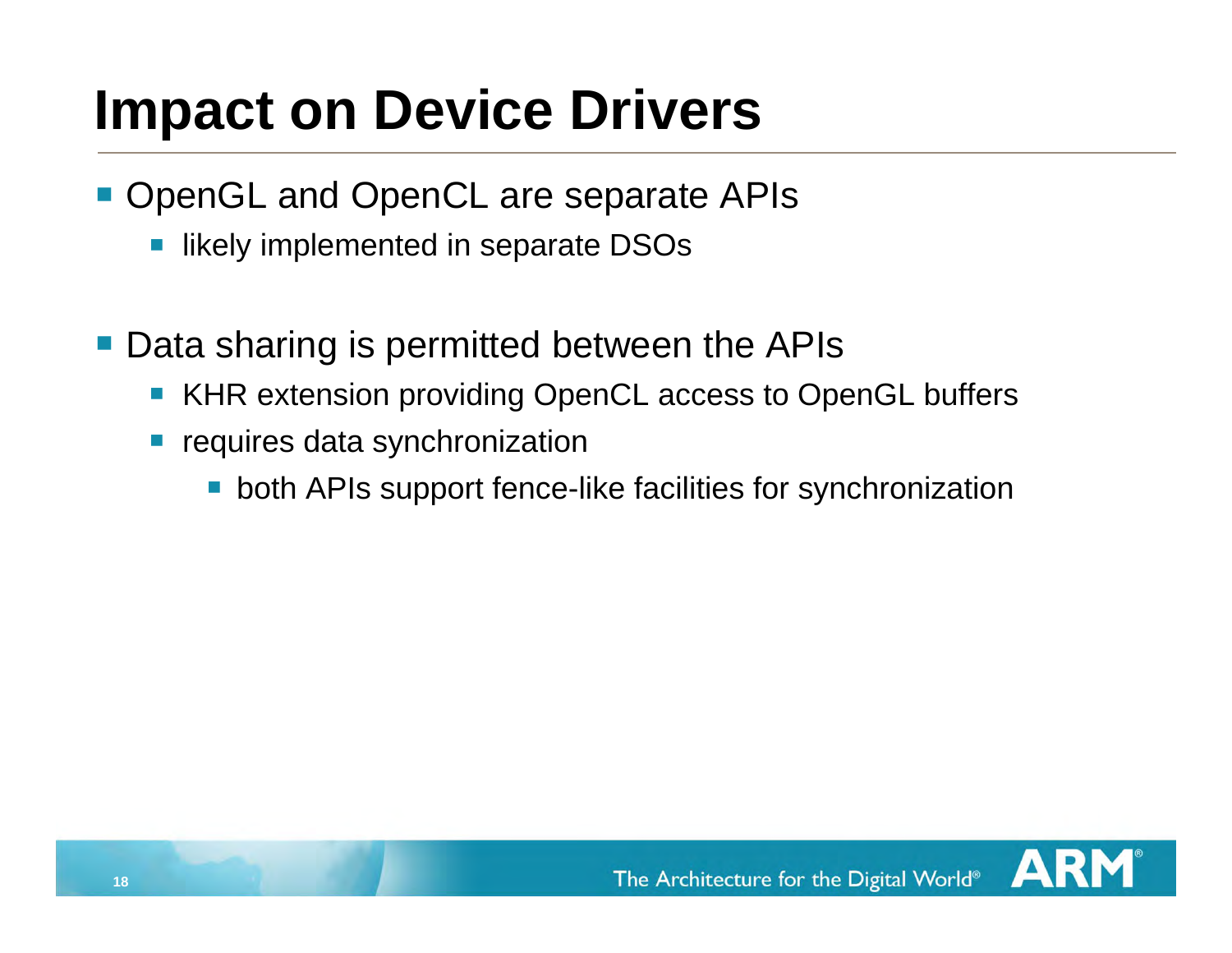# Impact on Device Drivers

- OpenGL and OpenCL are separate APIs
  - likely implemented in separate DSOs

- Data sharing is permitted between the APIs
  - KHR extension providing OpenCL access to OpenGL buffers
  - requires data synchronization
    - both APIs support fence-like facilities for synchronization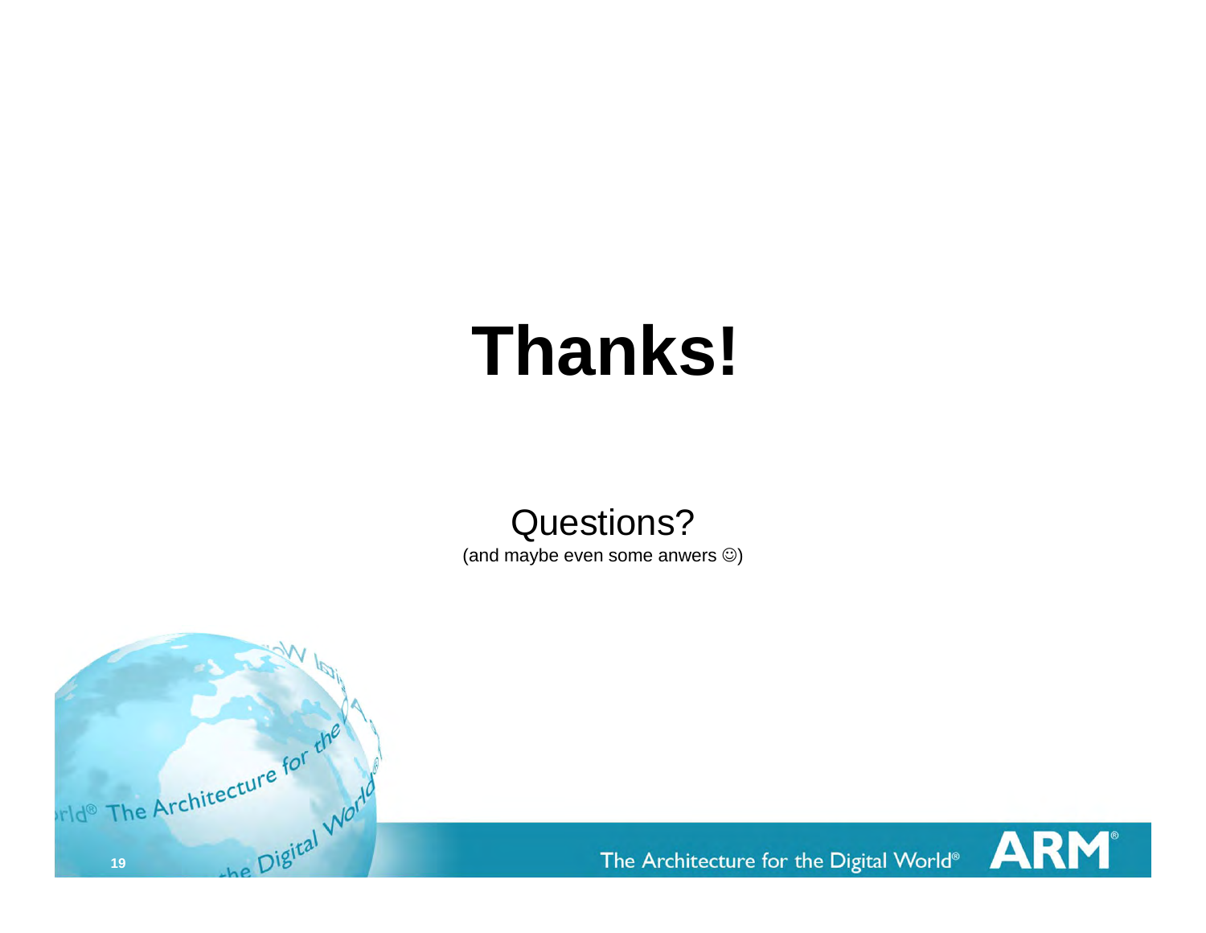# Thanks!

Questions?

(and maybe even some anwers ☺)